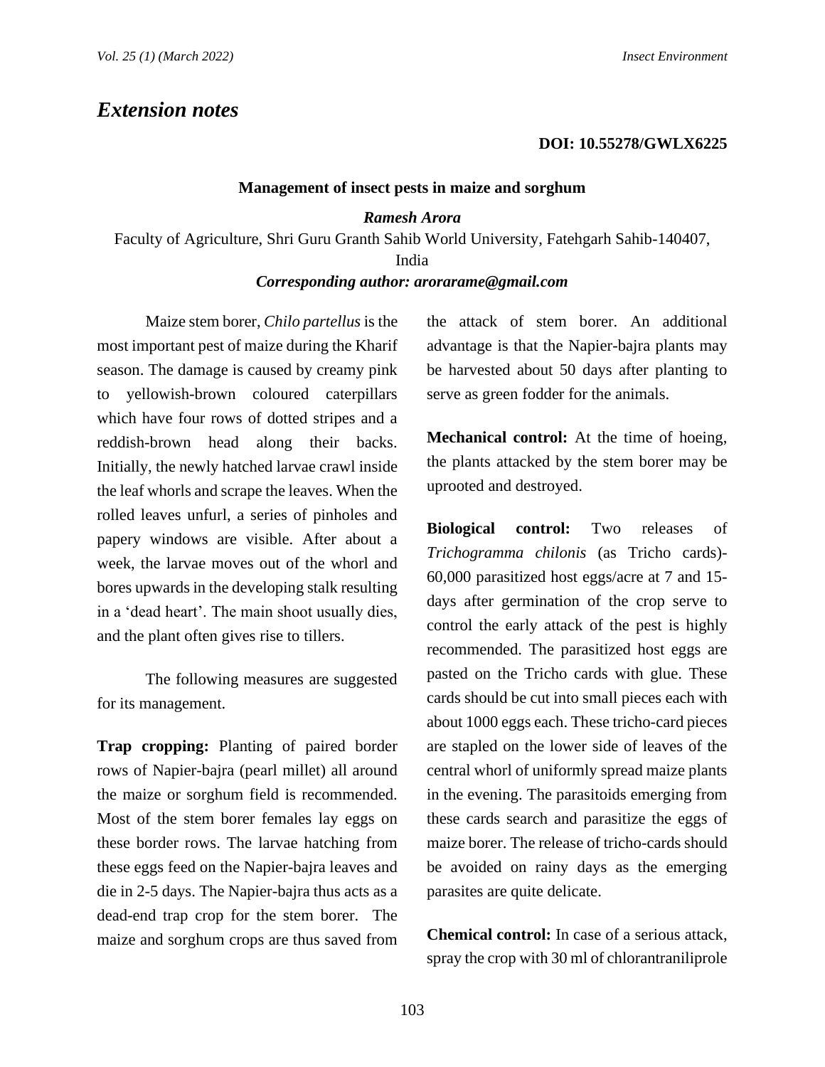# Extension notes

**DOI: 10.55278/GWLX6225**

## Management of insect pests in maize and sorghum

***Ramesh Arora***

Faculty of Agriculture, Shri Guru Granth Sahib World University, Fatehgarh Sahib-140407, India

***Corresponding author: arorarame@gmail.com***

Maize stem borer, *Chilo partellus* is the most important pest of maize during the Kharif season. The damage is caused by creamy pink to yellowish-brown coloured caterpillars which have four rows of dotted stripes and a reddish-brown head along their backs. Initially, the newly hatched larvae crawl inside the leaf whorls and scrape the leaves. When the rolled leaves unfurl, a series of pinholes and papery windows are visible. After about a week, the larvae moves out of the whorl and bores upwards in the developing stalk resulting in a 'dead heart'. The main shoot usually dies, and the plant often gives rise to tillers.

The following measures are suggested for its management.

**Trap cropping:** Planting of paired border rows of Napier-bajra (pearl millet) all around the maize or sorghum field is recommended. Most of the stem borer females lay eggs on these border rows. The larvae hatching from these eggs feed on the Napier-bajra leaves and die in 2-5 days. The Napier-bajra thus acts as a dead-end trap crop for the stem borer. The maize and sorghum crops are thus saved from the attack of stem borer. An additional advantage is that the Napier-bajra plants may be harvested about 50 days after planting to serve as green fodder for the animals.

**Mechanical control:** At the time of hoeing, the plants attacked by the stem borer may be uprooted and destroyed.

**Biological control:** Two releases of *Trichogramma chilonis* (as Tricho cards)-60,000 parasitized host eggs/acre at 7 and 15-days after germination of the crop serve to control the early attack of the pest is highly recommended. The parasitized host eggs are pasted on the Tricho cards with glue. These cards should be cut into small pieces each with about 1000 eggs each. These tricho-card pieces are stapled on the lower side of leaves of the central whorl of uniformly spread maize plants in the evening. The parasitoids emerging from these cards search and parasitize the eggs of maize borer. The release of tricho-cards should be avoided on rainy days as the emerging parasites are quite delicate.

**Chemical control:** In case of a serious attack, spray the crop with 30 ml of chlorantraniliprole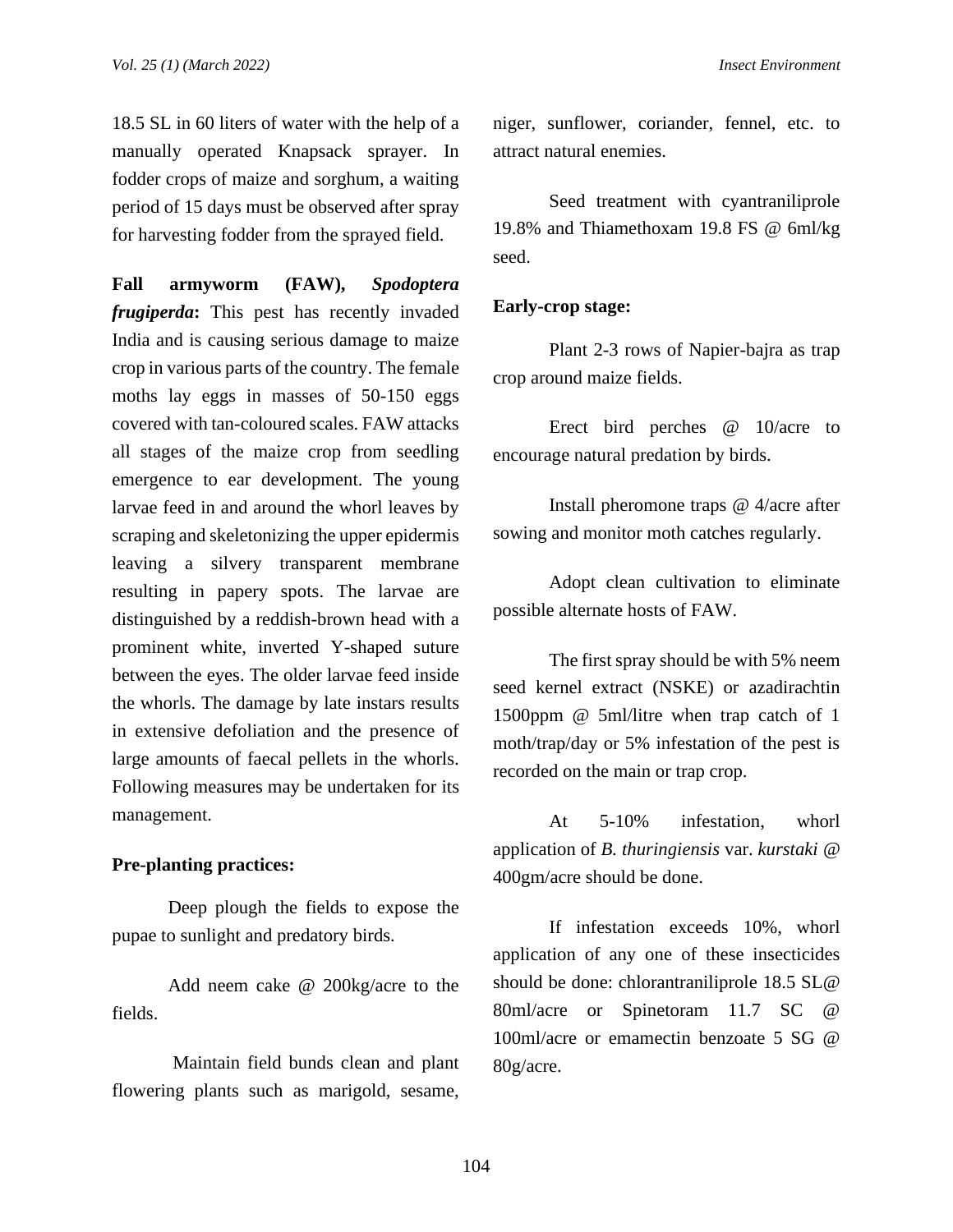18.5 SL in 60 liters of water with the help of a manually operated Knapsack sprayer. In fodder crops of maize and sorghum, a waiting period of 15 days must be observed after spray for harvesting fodder from the sprayed field.

**Fall armyworm (FAW), *Spodoptera frugiperda*:** This pest has recently invaded India and is causing serious damage to maize crop in various parts of the country. The female moths lay eggs in masses of 50-150 eggs covered with tan-coloured scales. FAW attacks all stages of the maize crop from seedling emergence to ear development. The young larvae feed in and around the whorl leaves by scraping and skeletonizing the upper epidermis leaving a silvery transparent membrane resulting in papery spots. The larvae are distinguished by a reddish-brown head with a prominent white, inverted Y-shaped suture between the eyes. The older larvae feed inside the whorls. The damage by late instars results in extensive defoliation and the presence of large amounts of faecal pellets in the whorls. Following measures may be undertaken for its management.

**Pre-planting practices:**

Deep plough the fields to expose the pupae to sunlight and predatory birds.

Add neem cake @ 200kg/acre to the fields.

Maintain field bunds clean and plant flowering plants such as marigold, sesame, niger, sunflower, coriander, fennel, etc. to attract natural enemies.

Seed treatment with cyantraniliprole 19.8% and Thiamethoxam 19.8 FS @ 6ml/kg seed.

**Early-crop stage:**

Plant 2-3 rows of Napier-bajra as trap crop around maize fields.

Erect bird perches @ 10/acre to encourage natural predation by birds.

Install pheromone traps @ 4/acre after sowing and monitor moth catches regularly.

Adopt clean cultivation to eliminate possible alternate hosts of FAW.

The first spray should be with 5% neem seed kernel extract (NSKE) or azadirachtin 1500ppm @ 5ml/litre when trap catch of 1 moth/trap/day or 5% infestation of the pest is recorded on the main or trap crop.

At 5-10% infestation, whorl application of *B. thuringiensis* var. *kurstaki* @ 400gm/acre should be done.

If infestation exceeds 10%, whorl application of any one of these insecticides should be done: chlorantraniliprole 18.5 SL@ 80ml/acre or Spinetoram 11.7 SC @ 100ml/acre or emamectin benzoate 5 SG @ 80g/acre.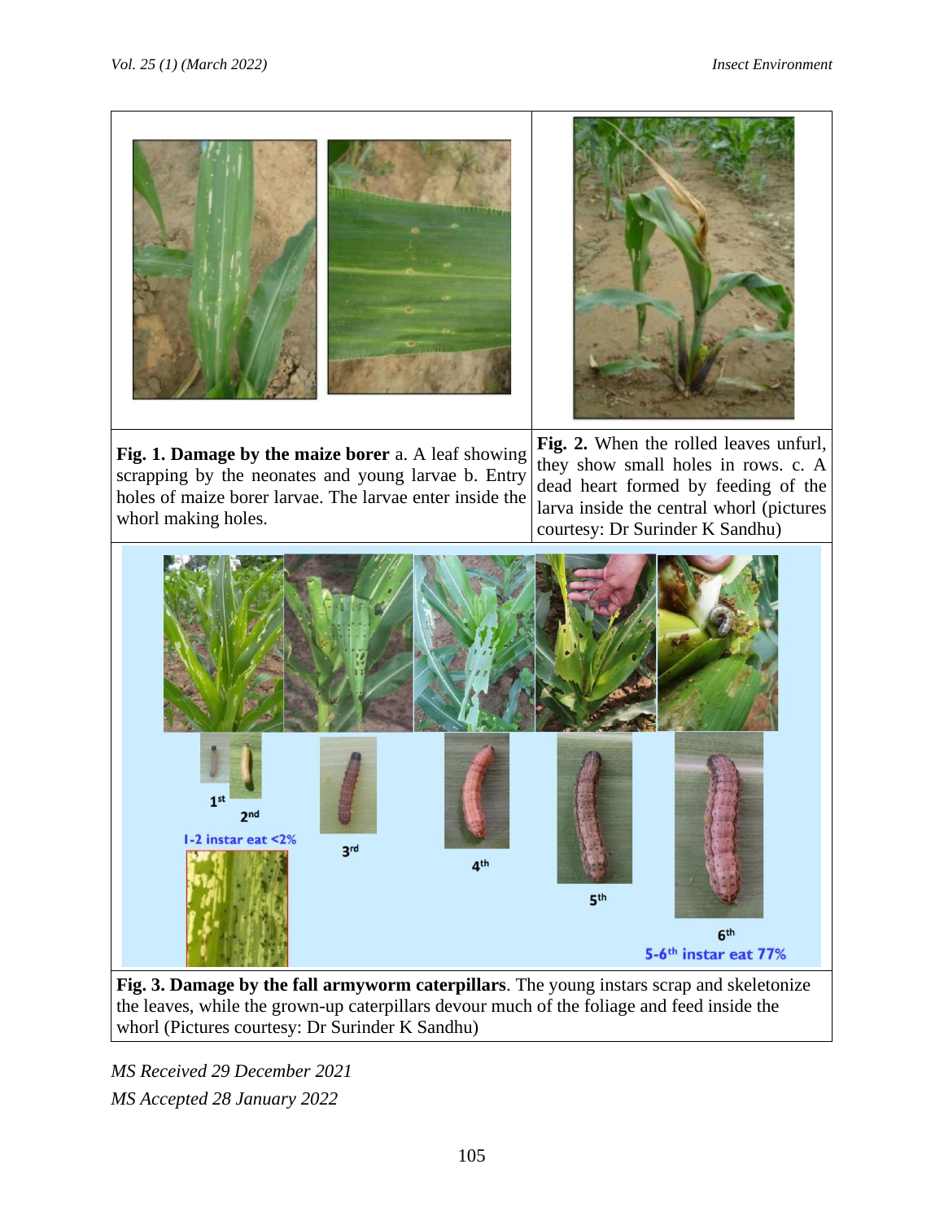**Fig. 1. Damage by the maize borer** a. A leaf showing scrapping by the neonates and young larvae b. Entry holes of maize borer larvae. The larvae enter inside the whorl making holes.

**Fig. 2.** When the rolled leaves unfurl, they show small holes in rows. c. A dead heart formed by feeding of the larva inside the central whorl (pictures courtesy: Dr Surinder K Sandhu)

1st

2nd

1-2 instar eat <2%

3rd

4th

5th

6th

5-6th instar eat 77%

**Fig. 3. Damage by the fall armyworm caterpillars**. The young instars scrap and skeletonize the leaves, while the grown-up caterpillars devour much of the foliage and feed inside the whorl (Pictures courtesy: Dr Surinder K Sandhu)

*MS Received 29 December 2021*

*MS Accepted 28 January 2022*